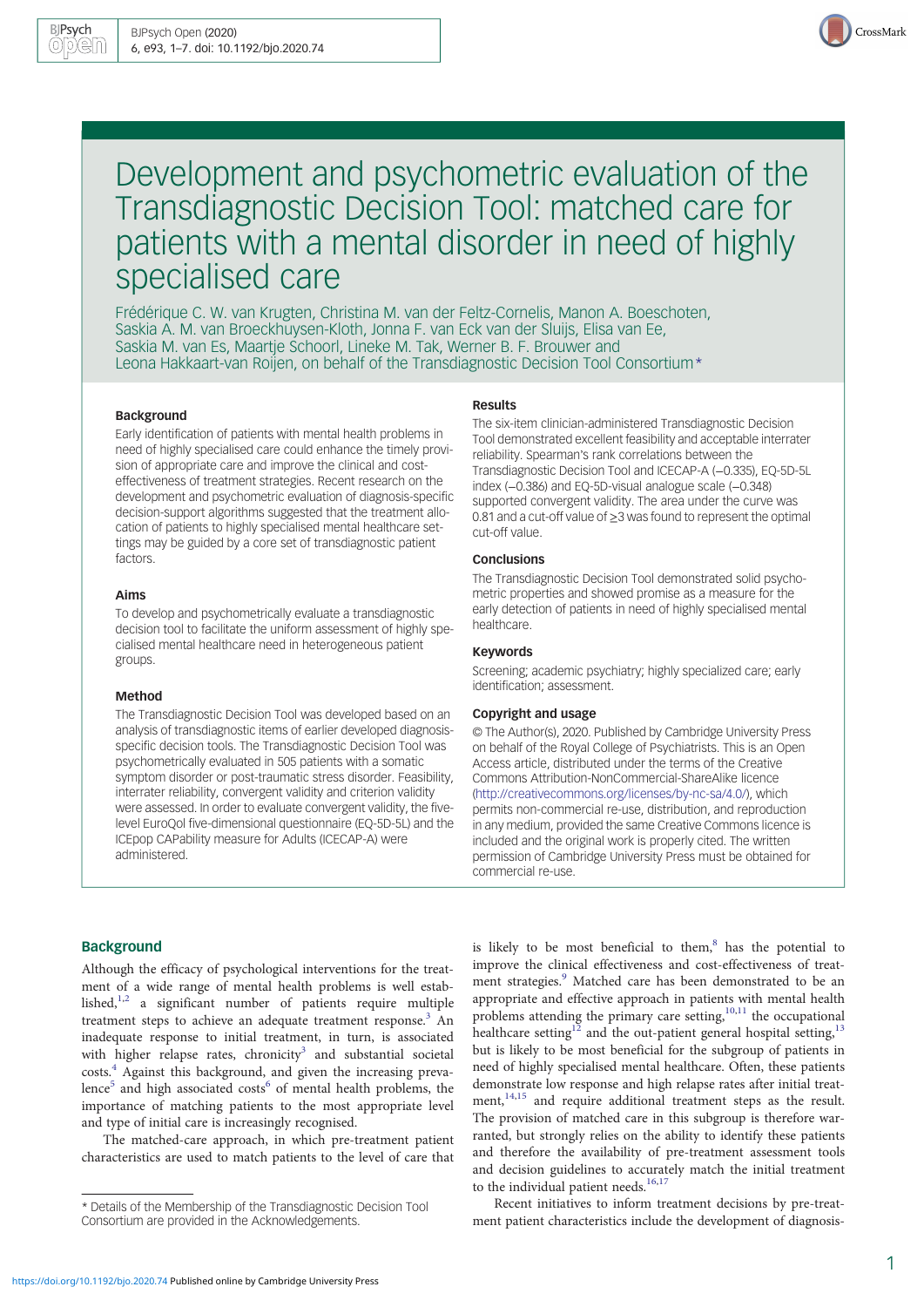# Development and psychometric evaluation of the Transdiagnostic Decision Tool: matched care for patients with a mental disorder in need of highly specialised care

Frédérique C. W. van Krugten, Christina M. van der Feltz-Cornelis, Manon A. Boeschoten, Saskia A. M. van Broeckhuysen-Kloth, Jonna F. van Eck van der Sluijs, Elisa van Ee, Saskia M. van Es, Maartje Schoorl, Lineke M. Tak, Werner B. F. Brouwer and Leona Hakkaart-van Roijen, on behalf of the Transdiagnostic Decision Tool Consortium*

## Background

Early identification of patients with mental health problems in need of highly specialised care could enhance the timely provision of appropriate care and improve the clinical and cost-effectiveness of treatment strategies. Recent research on the development and psychometric evaluation of diagnosis-specific decision-support algorithms suggested that the treatment allocation of patients to highly specialised mental healthcare settings may be guided by a core set of transdiagnostic patient factors.

## Aims

To develop and psychometrically evaluate a transdiagnostic decision tool to facilitate the uniform assessment of highly specialised mental healthcare need in heterogeneous patient groups.

## Method

The Transdiagnostic Decision Tool was developed based on an analysis of transdiagnostic items of earlier developed diagnosis-specific decision tools. The Transdiagnostic Decision Tool was psychometrically evaluated in 505 patients with a somatic symptom disorder or post-traumatic stress disorder. Feasibility, interrater reliability, convergent validity and criterion validity were assessed. In order to evaluate convergent validity, the five-level EuroQol five-dimensional questionnaire (EQ-5D-5L) and the ICEpop CAPability measure for Adults (ICECAP-A) were administered.

## Results

The six-item clinician-administered Transdiagnostic Decision Tool demonstrated excellent feasibility and acceptable interrater reliability. Spearman's rank correlations between the Transdiagnostic Decision Tool and ICECAP-A (−0.335), EQ-5D-5L index (−0.386) and EQ-5D-visual analogue scale (−0.348) supported convergent validity. The area under the curve was 0.81 and a cut-off value of ≥3 was found to represent the optimal cut-off value.

## Conclusions

The Transdiagnostic Decision Tool demonstrated solid psychometric properties and showed promise as a measure for the early detection of patients in need of highly specialised mental healthcare.

## Keywords

Screening; academic psychiatry; highly specialized care; early identification; assessment.

## Copyright and usage

© The Author(s), 2020. Published by Cambridge University Press on behalf of the Royal College of Psychiatrists. This is an Open Access article, distributed under the terms of the Creative Commons Attribution-NonCommercial-ShareAlike licence (http://creativecommons.org/licenses/by-nc-sa/4.0/), which permits non-commercial re-use, distribution, and reproduction in any medium, provided the same Creative Commons licence is included and the original work is properly cited. The written permission of Cambridge University Press must be obtained for commercial re-use.

## Background

Although the efficacy of psychological interventions for the treatment of a wide range of mental health problems is well established,[1,2] a significant number of patients require multiple treatment steps to achieve an adequate treatment response.[3] An inadequate response to initial treatment, in turn, is associated with higher relapse rates, chronicity[3] and substantial societal costs.[4] Against this background, and given the increasing prevalence[5] and high associated costs[6] of mental health problems, the importance of matching patients to the most appropriate level and type of initial care is increasingly recognised.

The matched-care approach, in which pre-treatment patient characteristics are used to match patients to the level of care that is likely to be most beneficial to them,[8] has the potential to improve the clinical effectiveness and cost-effectiveness of treatment strategies.[9] Matched care has been demonstrated to be an appropriate and effective approach in patients with mental health problems attending the primary care setting,[10,11] the occupational healthcare setting[12] and the out-patient general hospital setting,[13] but is likely to be most beneficial for the subgroup of patients in need of highly specialised mental healthcare. Often, these patients demonstrate low response and high relapse rates after initial treatment,[14,15] and require additional treatment steps as the result. The provision of matched care in this subgroup is therefore warranted, but strongly relies on the ability to identify these patients and therefore the availability of pre-treatment assessment tools and decision guidelines to accurately match the initial treatment to the individual patient needs.[16,17]

Recent initiatives to inform treatment decisions by pre-treatment patient characteristics include the development of diagnosis-

* Details of the Membership of the Transdiagnostic Decision Tool Consortium are provided in the Acknowledgements.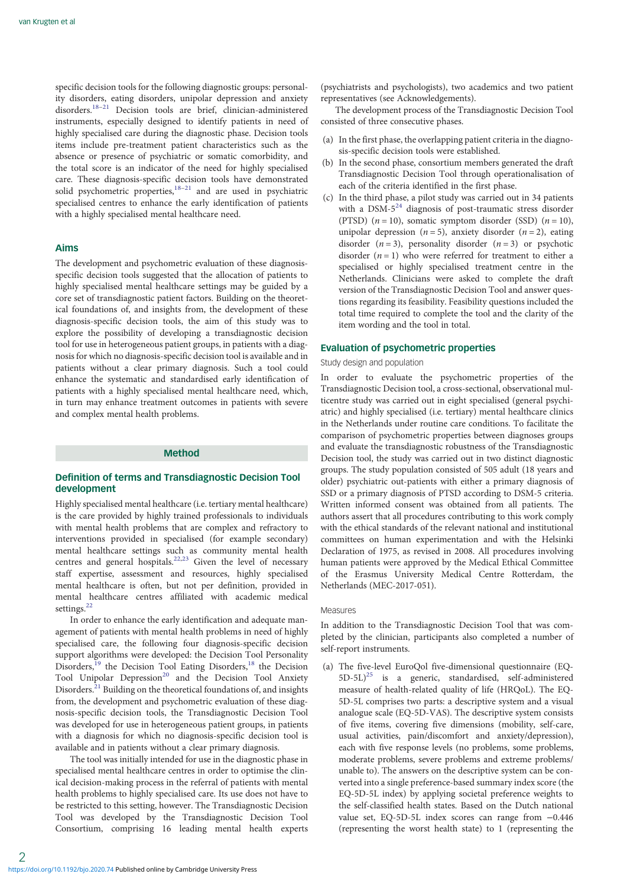specific decision tools for the following diagnostic groups: personality disorders, eating disorders, unipolar depression and anxiety disorders.[18–21] Decision tools are brief, clinician-administered instruments, especially designed to identify patients in need of highly specialised care during the diagnostic phase. Decision tools items include pre-treatment patient characteristics such as the absence or presence of psychiatric or somatic comorbidity, and the total score is an indicator of the need for highly specialised care. These diagnosis-specific decision tools have demonstrated solid psychometric properties,[18–21] and are used in psychiatric specialised centres to enhance the early identification of patients with a highly specialised mental healthcare need.

## Aims

The development and psychometric evaluation of these diagnosis-specific decision tools suggested that the allocation of patients to highly specialised mental healthcare settings may be guided by a core set of transdiagnostic patient factors. Building on the theoretical foundations of, and insights from, the development of these diagnosis-specific decision tools, the aim of this study was to explore the possibility of developing a transdiagnostic decision tool for use in heterogeneous patient groups, in patients with a diagnosis for which no diagnosis-specific decision tool is available and in patients without a clear primary diagnosis. Such a tool could enhance the systematic and standardised early identification of patients with a highly specialised mental healthcare need, which, in turn may enhance treatment outcomes in patients with severe and complex mental health problems.

# Method

## Definition of terms and Transdiagnostic Decision Tool development

Highly specialised mental healthcare (i.e. tertiary mental healthcare) is the care provided by highly trained professionals to individuals with mental health problems that are complex and refractory to interventions provided in specialised (for example secondary) mental healthcare settings such as community mental health centres and general hospitals.[22,23] Given the level of necessary staff expertise, assessment and resources, highly specialised mental healthcare is often, but not per definition, provided in mental healthcare centres affiliated with academic medical settings.[22]

In order to enhance the early identification and adequate management of patients with mental health problems in need of highly specialised care, the following four diagnosis-specific decision support algorithms were developed: the Decision Tool Personality Disorders,[19] the Decision Tool Eating Disorders,[18] the Decision Tool Unipolar Depression[20] and the Decision Tool Anxiety Disorders.[21] Building on the theoretical foundations of, and insights from, the development and psychometric evaluation of these diagnosis-specific decision tools, the Transdiagnostic Decision Tool was developed for use in heterogeneous patient groups, in patients with a diagnosis for which no diagnosis-specific decision tool is available and in patients without a clear primary diagnosis.

The tool was initially intended for use in the diagnostic phase in specialised mental healthcare centres in order to optimise the clinical decision-making process in the referral of patients with mental health problems to highly specialised care. Its use does not have to be restricted to this setting, however. The Transdiagnostic Decision Tool was developed by the Transdiagnostic Decision Tool Consortium, comprising 16 leading mental health experts (psychiatrists and psychologists), two academics and two patient representatives (see Acknowledgements).

The development process of the Transdiagnostic Decision Tool consisted of three consecutive phases.

(a) In the first phase, the overlapping patient criteria in the diagnosis-specific decision tools were established.
(b) In the second phase, consortium members generated the draft Transdiagnostic Decision Tool through operationalisation of each of the criteria identified in the first phase.
(c) In the third phase, a pilot study was carried out in 34 patients with a DSM-5[24] diagnosis of post-traumatic stress disorder (PTSD) ($n = 10$), somatic symptom disorder (SSD) ($n = 10$), unipolar depression ($n = 5$), anxiety disorder ($n = 2$), eating disorder ($n = 3$), personality disorder ($n = 3$) or psychotic disorder ($n = 1$) who were referred for treatment to either a specialised or highly specialised treatment centre in the Netherlands. Clinicians were asked to complete the draft version of the Transdiagnostic Decision Tool and answer questions regarding its feasibility. Feasibility questions included the total time required to complete the tool and the clarity of the item wording and the tool in total.

## Evaluation of psychometric properties

### Study design and population

In order to evaluate the psychometric properties of the Transdiagnostic Decision tool, a cross-sectional, observational multicentre study was carried out in eight specialised (general psychiatric) and highly specialised (i.e. tertiary) mental healthcare clinics in the Netherlands under routine care conditions. To facilitate the comparison of psychometric properties between diagnoses groups and evaluate the transdiagnostic robustness of the Transdiagnostic Decision tool, the study was carried out in two distinct diagnostic groups. The study population consisted of 505 adult (18 years and older) psychiatric out-patients with either a primary diagnosis of SSD or a primary diagnosis of PTSD according to DSM-5 criteria. Written informed consent was obtained from all patients. The authors assert that all procedures contributing to this work comply with the ethical standards of the relevant national and institutional committees on human experimentation and with the Helsinki Declaration of 1975, as revised in 2008. All procedures involving human patients were approved by the Medical Ethical Committee of the Erasmus University Medical Centre Rotterdam, the Netherlands (MEC-2017-051).

### Measures

In addition to the Transdiagnostic Decision Tool that was completed by the clinician, participants also completed a number of self-report instruments.

(a) The five-level EuroQol five-dimensional questionnaire (EQ-5D-5L)[25] is a generic, standardised, self-administered measure of health-related quality of life (HRQoL). The EQ-5D-5L comprises two parts: a descriptive system and a visual analogue scale (EQ-5D-VAS). The descriptive system consists of five items, covering five dimensions (mobility, self-care, usual activities, pain/discomfort and anxiety/depression), each with five response levels (no problems, some problems, moderate problems, severe problems and extreme problems/unable to). The answers on the descriptive system can be converted into a single preference-based summary index score (the EQ-5D-5L index) by applying societal preference weights to the self-classified health states. Based on the Dutch national value set, EQ-5D-5L index scores can range from −0.446 (representing the worst health state) to 1 (representing the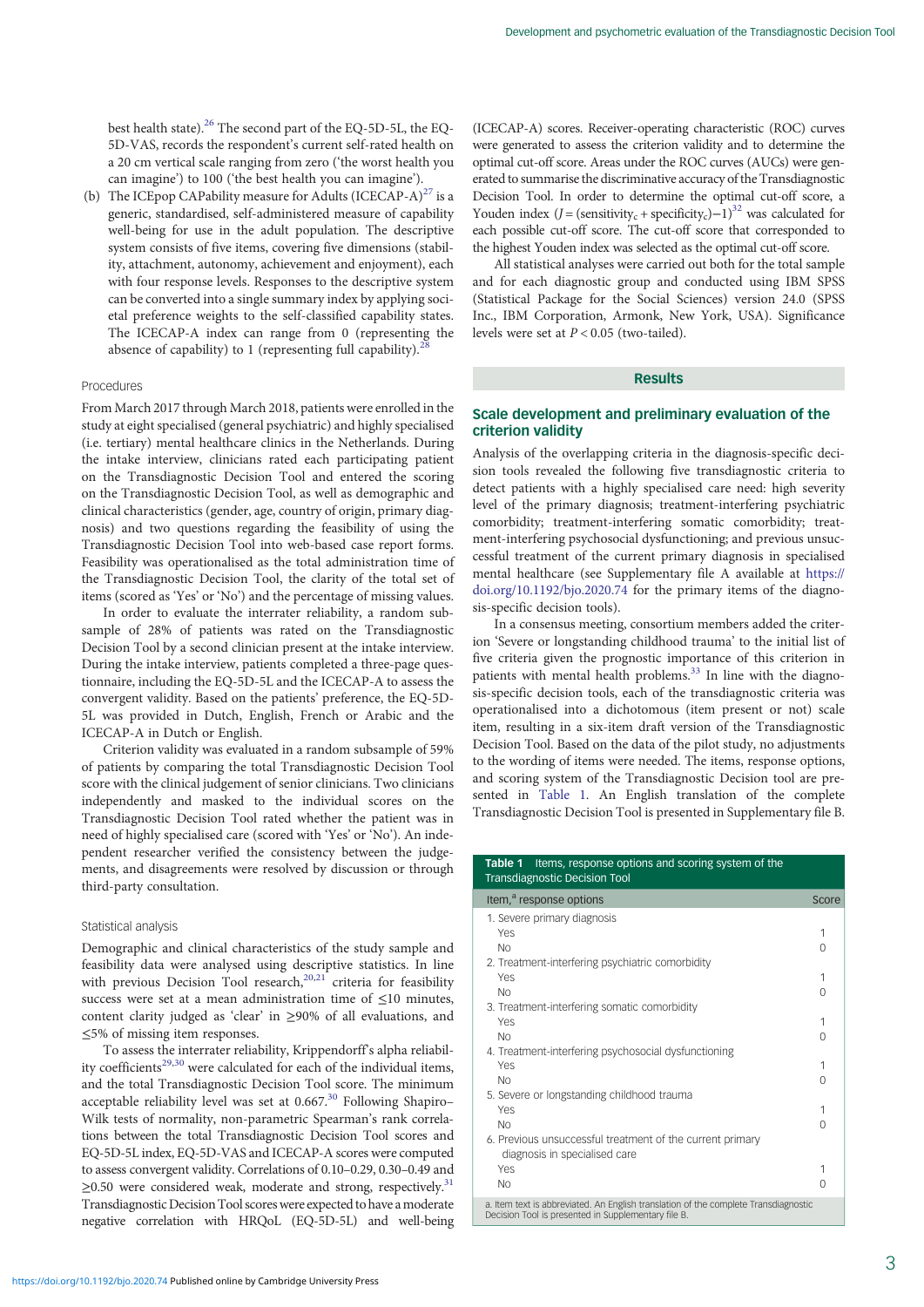best health state).[26] The second part of the EQ-5D-5L, the EQ-5D-VAS, records the respondent's current self-rated health on a 20 cm vertical scale ranging from zero ('the worst health you can imagine') to 100 ('the best health you can imagine').

(b) The ICEpop CAPability measure for Adults (ICECAP-A)[27] is a generic, standardised, self-administered measure of capability well-being for use in the adult population. The descriptive system consists of five items, covering five dimensions (stability, attachment, autonomy, achievement and enjoyment), each with four response levels. Responses to the descriptive system can be converted into a single summary index by applying societal preference weights to the self-classified capability states. The ICECAP-A index can range from 0 (representing the absence of capability) to 1 (representing full capability).[28]

### Procedures

From March 2017 through March 2018, patients were enrolled in the study at eight specialised (general psychiatric) and highly specialised (i.e. tertiary) mental healthcare clinics in the Netherlands. During the intake interview, clinicians rated each participating patient on the Transdiagnostic Decision Tool and entered the scoring on the Transdiagnostic Decision Tool, as well as demographic and clinical characteristics (gender, age, country of origin, primary diagnosis) and two questions regarding the feasibility of using the Transdiagnostic Decision Tool into web-based case report forms. Feasibility was operationalised as the total administration time of the Transdiagnostic Decision Tool, the clarity of the total set of items (scored as 'Yes' or 'No') and the percentage of missing values.

In order to evaluate the interrater reliability, a random subsample of 28% of patients was rated on the Transdiagnostic Decision Tool by a second clinician present at the intake interview. During the intake interview, patients completed a three-page questionnaire, including the EQ-5D-5L and the ICECAP-A to assess the convergent validity. Based on the patients' preference, the EQ-5D-5L was provided in Dutch, English, French or Arabic and the ICECAP-A in Dutch or English.

Criterion validity was evaluated in a random subsample of 59% of patients by comparing the total Transdiagnostic Decision Tool score with the clinical judgement of senior clinicians. Two clinicians independently and masked to the individual scores on the Transdiagnostic Decision Tool rated whether the patient was in need of highly specialised care (scored with 'Yes' or 'No'). An independent researcher verified the consistency between the judgements, and disagreements were resolved by discussion or through third-party consultation.

### Statistical analysis

Demographic and clinical characteristics of the study sample and feasibility data were analysed using descriptive statistics. In line with previous Decision Tool research,[20,21] criteria for feasibility success were set at a mean administration time of ≤10 minutes, content clarity judged as 'clear' in ≥90% of all evaluations, and ≤5% of missing item responses.

To assess the interrater reliability, Krippendorff's alpha reliability coefficients[29,30] were calculated for each of the individual items, and the total Transdiagnostic Decision Tool score. The minimum acceptable reliability level was set at 0.667.[30] Following Shapiro–Wilk tests of normality, non-parametric Spearman's rank correlations between the total Transdiagnostic Decision Tool scores and EQ-5D-5L index, EQ-5D-VAS and ICECAP-A scores were computed to assess convergent validity. Correlations of 0.10–0.29, 0.30–0.49 and ≥0.50 were considered weak, moderate and strong, respectively.[31] Transdiagnostic Decision Tool scores were expected to have a moderate negative correlation with HRQoL (EQ-5D-5L) and well-being (ICECAP-A) scores. Receiver-operating characteristic (ROC) curves were generated to assess the criterion validity and to determine the optimal cut-off score. Areas under the ROC curves (AUCs) were generated to summarise the discriminative accuracy of the Transdiagnostic Decision Tool. In order to determine the optimal cut-off score, a Youden index ($J = (\text{sensitivity}_c + \text{specificity}_c) - 1$)[32] was calculated for each possible cut-off score. The cut-off score that corresponded to the highest Youden index was selected as the optimal cut-off score.

All statistical analyses were carried out both for the total sample and for each diagnostic group and conducted using IBM SPSS (Statistical Package for the Social Sciences) version 24.0 (SPSS Inc., IBM Corporation, Armonk, New York, USA). Significance levels were set at $P < 0.05$ (two-tailed).

## Results

### Scale development and preliminary evaluation of the criterion validity

Analysis of the overlapping criteria in the diagnosis-specific decision tools revealed the following five transdiagnostic criteria to detect patients with a highly specialised care need: high severity level of the primary diagnosis; treatment-interfering psychiatric comorbidity; treatment-interfering somatic comorbidity; treatment-interfering psychosocial dysfunctioning; and previous unsuccessful treatment of the current primary diagnosis in specialised mental healthcare (see Supplementary file A available at https://doi.org/10.1192/bjo.2020.74 for the primary items of the diagnosis-specific decision tools).

In a consensus meeting, consortium members added the criterion 'Severe or longstanding childhood trauma' to the initial list of five criteria given the prognostic importance of this criterion in patients with mental health problems.[33] In line with the diagnosis-specific decision tools, each of the transdiagnostic criteria was operationalised into a dichotomous (item present or not) scale item, resulting in a six-item draft version of the Transdiagnostic Decision Tool. Based on the data of the pilot study, no adjustments to the wording of items were needed. The items, response options, and scoring system of the Transdiagnostic Decision tool are presented in Table 1. An English translation of the complete Transdiagnostic Decision Tool is presented in Supplementary file B.

**Table 1** Items, response options and scoring system of the Transdiagnostic Decision Tool

| Item,[a] response options | Score |
|---|---|
| 1. Severe primary diagnosis | |
| Yes | 1 |
| No | 0 |
| 2. Treatment-interfering psychiatric comorbidity | |
| Yes | 1 |
| No | 0 |
| 3. Treatment-interfering somatic comorbidity | |
| Yes | 1 |
| No | 0 |
| 4. Treatment-interfering psychosocial dysfunctioning | |
| Yes | 1 |
| No | 0 |
| 5. Severe or longstanding childhood trauma | |
| Yes | 1 |
| No | 0 |
| 6. Previous unsuccessful treatment of the current primary diagnosis in specialised care | |
| Yes | 1 |
| No | 0 |

a. Item text is abbreviated. An English translation of the complete Transdiagnostic Decision Tool is presented in Supplementary file B.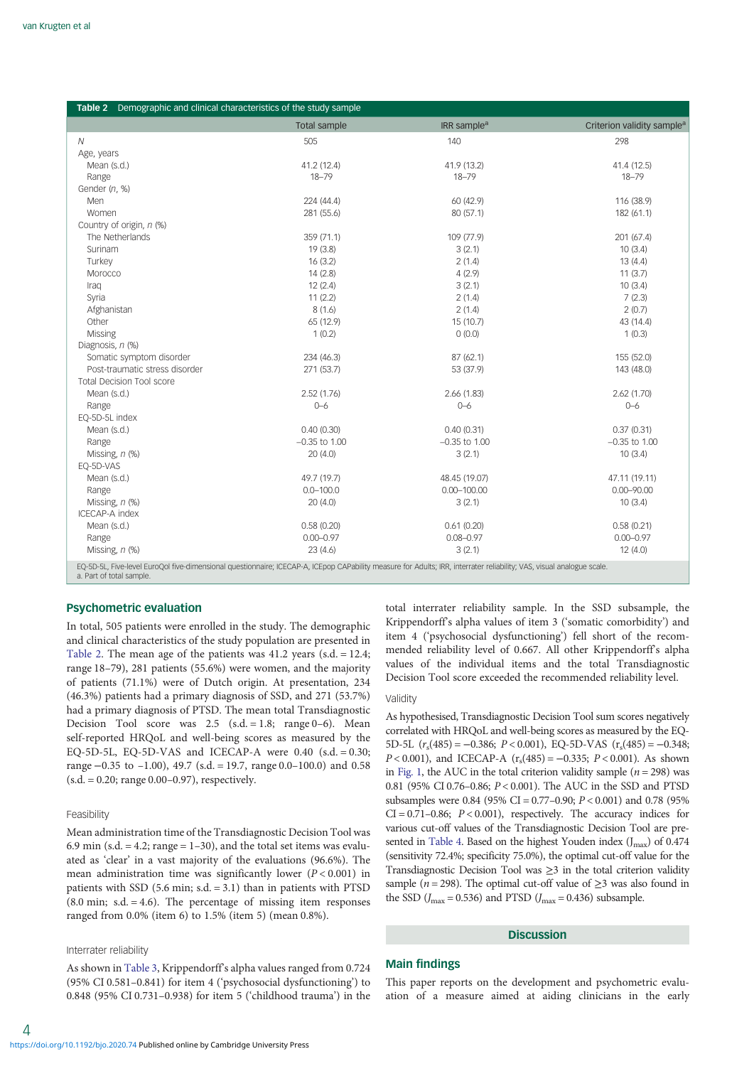**Table 2** Demographic and clinical characteristics of the study sample

| | Total sample | IRR sample[a] | Criterion validity sample[a] |
|---|---|---|---|
| *N* | 505 | 140 | 298 |
| Age, years | | | |
| Mean (s.d.) | 41.2 (12.4) | 41.9 (13.2) | 41.4 (12.5) |
| Range | 18–79 | 18–79 | 18–79 |
| Gender (*n*, %) | | | |
| Men | 224 (44.4) | 60 (42.9) | 116 (38.9) |
| Women | 281 (55.6) | 80 (57.1) | 182 (61.1) |
| Country of origin, *n* (%) | | | |
| The Netherlands | 359 (71.1) | 109 (77.9) | 201 (67.4) |
| Surinam | 19 (3.8) | 3 (2.1) | 10 (3.4) |
| Turkey | 16 (3.2) | 2 (1.4) | 13 (4.4) |
| Morocco | 14 (2.8) | 4 (2.9) | 11 (3.7) |
| Iraq | 12 (2.4) | 3 (2.1) | 10 (3.4) |
| Syria | 11 (2.2) | 2 (1.4) | 7 (2.3) |
| Afghanistan | 8 (1.6) | 2 (1.4) | 2 (0.7) |
| Other | 65 (12.9) | 15 (10.7) | 43 (14.4) |
| Missing | 1 (0.2) | 0 (0.0) | 1 (0.3) |
| Diagnosis, *n* (%) | | | |
| Somatic symptom disorder | 234 (46.3) | 87 (62.1) | 155 (52.0) |
| Post-traumatic stress disorder | 271 (53.7) | 53 (37.9) | 143 (48.0) |
| Total Decision Tool score | | | |
| Mean (s.d.) | 2.52 (1.76) | 2.66 (1.83) | 2.62 (1.70) |
| Range | 0–6 | 0–6 | 0–6 |
| EQ-5D-5L index | | | |
| Mean (s.d.) | 0.40 (0.30) | 0.40 (0.31) | 0.37 (0.31) |
| Range | −0.35 to 1.00 | −0.35 to 1.00 | −0.35 to 1.00 |
| Missing, *n* (%) | 20 (4.0) | 3 (2.1) | 10 (3.4) |
| EQ-5D-VAS | | | |
| Mean (s.d.) | 49.7 (19.7) | 48.45 (19.07) | 47.11 (19.11) |
| Range | 0.0–100.0 | 0.00–100.00 | 0.00–90.00 |
| Missing, *n* (%) | 20 (4.0) | 3 (2.1) | 10 (3.4) |
| ICECAP-A index | | | |
| Mean (s.d.) | 0.58 (0.20) | 0.61 (0.20) | 0.58 (0.21) |
| Range | 0.00–0.97 | 0.08–0.97 | 0.00–0.97 |
| Missing, *n* (%) | 23 (4.6) | 3 (2.1) | 12 (4.0) |

EQ-5D-5L, Five-level EuroQol five-dimensional questionnaire; ICECAP-A, ICEpop CAPability measure for Adults; IRR, interrater reliability; VAS, visual analogue scale.
a. Part of total sample.

## Psychometric evaluation

In total, 505 patients were enrolled in the study. The demographic and clinical characteristics of the study population are presented in Table 2. The mean age of the patients was 41.2 years (s.d. = 12.4; range 18–79), 281 patients (55.6%) were women, and the majority of patients (71.1%) were of Dutch origin. At presentation, 234 (46.3%) patients had a primary diagnosis of SSD, and 271 (53.7%) had a primary diagnosis of PTSD. The mean total Transdiagnostic Decision Tool score was 2.5 (s.d. = 1.8; range 0–6). Mean self-reported HRQoL and well-being scores as measured by the EQ-5D-5L, EQ-5D-VAS and ICECAP-A were 0.40 (s.d. = 0.30; range −0.35 to −1.00), 49.7 (s.d. = 19.7, range 0.0–100.0) and 0.58 (s.d. = 0.20; range 0.00–0.97), respectively.

### Feasibility

Mean administration time of the Transdiagnostic Decision Tool was 6.9 min (s.d. = 4.2; range = 1–30), and the total set items was evaluated as 'clear' in a vast majority of the evaluations (96.6%). The mean administration time was significantly lower ($P < 0.001$) in patients with SSD (5.6 min; s.d. = 3.1) than in patients with PTSD (8.0 min; s.d. = 4.6). The percentage of missing item responses ranged from 0.0% (item 6) to 1.5% (item 5) (mean 0.8%).

### Interrater reliability

As shown in Table 3, Krippendorff's alpha values ranged from 0.724 (95% CI 0.581–0.841) for item 4 ('psychosocial dysfunctioning') to 0.848 (95% CI 0.731–0.938) for item 5 ('childhood trauma') in the total interrater reliability sample. In the SSD subsample, the Krippendorff's alpha values of item 3 ('somatic comorbidity') and item 4 ('psychosocial dysfunctioning') fell short of the recommended reliability level of 0.667. All other Krippendorff's alpha values of the individual items and the total Transdiagnostic Decision Tool score exceeded the recommended reliability level.

### Validity

As hypothesised, Transdiagnostic Decision Tool sum scores negatively correlated with HRQoL and well-being scores as measured by the EQ-5D-5L ($r_s(485) = -0.386$; $P < 0.001$), EQ-5D-VAS ($r_s(485) = -0.348$; $P < 0.001$), and ICECAP-A ($r_s(485) = -0.335$; $P < 0.001$). As shown in Fig. 1, the AUC in the total criterion validity sample ($n = 298$) was 0.81 (95% CI 0.76–0.86; $P < 0.001$). The AUC in the SSD and PTSD subsamples were 0.84 (95% CI = 0.77–0.90; $P < 0.001$) and 0.78 (95% CI = 0.71–0.86; $P < 0.001$), respectively. The accuracy indices for various cut-off values of the Transdiagnostic Decision Tool are presented in Table 4. Based on the highest Youden index ($J_{max}$) of 0.474 (sensitivity 72.4%; specificity 75.0%), the optimal cut-off value for the Transdiagnostic Decision Tool was ≥3 in the total criterion validity sample ($n = 298$). The optimal cut-off value of ≥3 was also found in the SSD ($J_{max} = 0.536$) and PTSD ($J_{max} = 0.436$) subsample.

# Discussion

## Main findings

This paper reports on the development and psychometric evaluation of a measure aimed at aiding clinicians in the early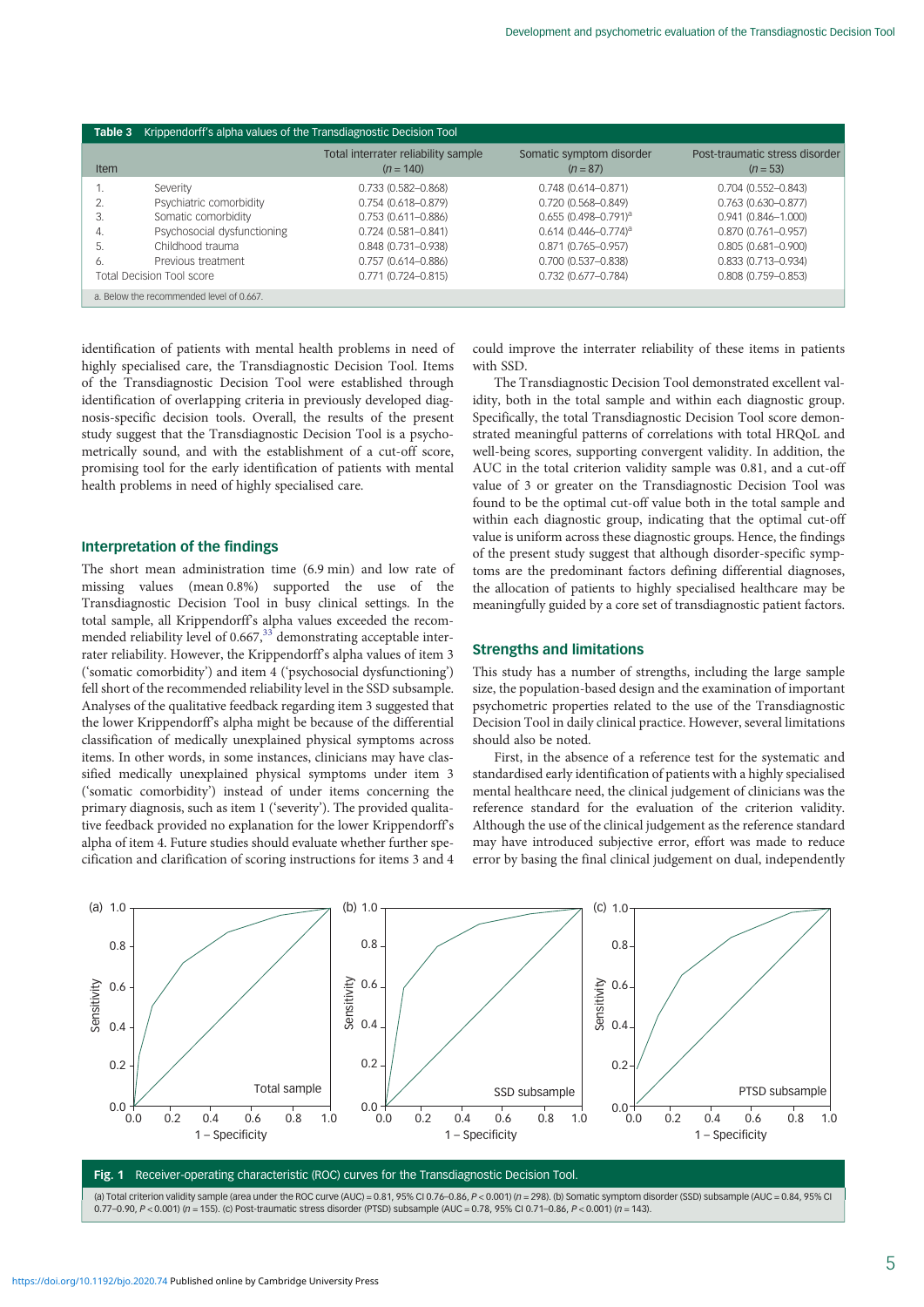**Table 3** Krippendorff's alpha values of the Transdiagnostic Decision Tool

| Item | | Total interrater reliability sample ($n = 140$) | Somatic symptom disorder ($n = 87$) | Post-traumatic stress disorder ($n = 53$) |
|---|---|---|---|---|
| 1. | Severity | 0.733 (0.582–0.868) | 0.748 (0.614–0.871) | 0.704 (0.552–0.843) |
| 2. | Psychiatric comorbidity | 0.754 (0.618–0.879) | 0.720 (0.568–0.849) | 0.763 (0.630–0.877) |
| 3. | Somatic comorbidity | 0.753 (0.611–0.886) | 0.655 (0.498–0.791)[a] | 0.941 (0.846–1.000) |
| 4. | Psychosocial dysfunctioning | 0.724 (0.581–0.841) | 0.614 (0.446–0.774)[a] | 0.870 (0.761–0.957) |
| 5. | Childhood trauma | 0.848 (0.731–0.938) | 0.871 (0.765–0.957) | 0.805 (0.681–0.900) |
| 6. | Previous treatment | 0.757 (0.614–0.886) | 0.700 (0.537–0.838) | 0.833 (0.713–0.934) |
| Total Decision Tool score | | 0.771 (0.724–0.815) | 0.732 (0.677–0.784) | 0.808 (0.759–0.853) |

a. Below the recommended level of 0.667.

identification of patients with mental health problems in need of highly specialised care, the Transdiagnostic Decision Tool. Items of the Transdiagnostic Decision Tool were established through identification of overlapping criteria in previously developed diagnosis-specific decision tools. Overall, the results of the present study suggest that the Transdiagnostic Decision Tool is a psychometrically sound, and with the establishment of a cut-off score, promising tool for the early identification of patients with mental health problems in need of highly specialised care.

## Interpretation of the findings

The short mean administration time (6.9 min) and low rate of missing values (mean 0.8%) supported the use of the Transdiagnostic Decision Tool in busy clinical settings. In the total sample, all Krippendorff's alpha values exceeded the recommended reliability level of 0.667,[33] demonstrating acceptable interrater reliability. However, the Krippendorff's alpha values of item 3 ('somatic comorbidity') and item 4 ('psychosocial dysfunctioning') fell short of the recommended reliability level in the SSD subsample. Analyses of the qualitative feedback regarding item 3 suggested that the lower Krippendorff's alpha might be because of the differential classification of medically unexplained physical symptoms across items. In other words, in some instances, clinicians may have classified medically unexplained physical symptoms under item 3 ('somatic comorbidity') instead of under items concerning the primary diagnosis, such as item 1 ('severity'). The provided qualitative feedback provided no explanation for the lower Krippendorff's alpha of item 4. Future studies should evaluate whether further specification and clarification of scoring instructions for items 3 and 4 could improve the interrater reliability of these items in patients with SSD.

The Transdiagnostic Decision Tool demonstrated excellent validity, both in the total sample and within each diagnostic group. Specifically, the total Transdiagnostic Decision Tool score demonstrated meaningful patterns of correlations with total HRQoL and well-being scores, supporting convergent validity. In addition, the AUC in the total criterion validity sample was 0.81, and a cut-off value of 3 or greater on the Transdiagnostic Decision Tool was found to be the optimal cut-off value both in the total sample and within each diagnostic group, indicating that the optimal cut-off value is uniform across these diagnostic groups. Hence, the findings of the present study suggest that although disorder-specific symptoms are the predominant factors defining differential diagnoses, the allocation of patients to highly specialised healthcare may be meaningfully guided by a core set of transdiagnostic patient factors.

## Strengths and limitations

This study has a number of strengths, including the large sample size, the population-based design and the examination of important psychometric properties related to the use of the Transdiagnostic Decision Tool in daily clinical practice. However, several limitations should also be noted.

First, in the absence of a reference test for the systematic and standardised early identification of patients with a highly specialised mental healthcare need, the clinical judgement of clinicians was the reference standard for the evaluation of the criterion validity. Although the use of the clinical judgement as the reference standard may have introduced subjective error, effort was made to reduce error by basing the final clinical judgement on dual, independently

**Fig. 1** Receiver-operating characteristic (ROC) curves for the Transdiagnostic Decision Tool.

(a) Total criterion validity sample (area under the ROC curve (AUC) = 0.81, 95% CI 0.76–0.86, $P < 0.001$) ($n = 298$). (b) Somatic symptom disorder (SSD) subsample (AUC = 0.84, 95% CI 0.77–0.90, $P < 0.001$) ($n = 155$). (c) Post-traumatic stress disorder (PTSD) subsample (AUC = 0.78, 95% CI 0.71–0.86, $P < 0.001$) ($n = 143$).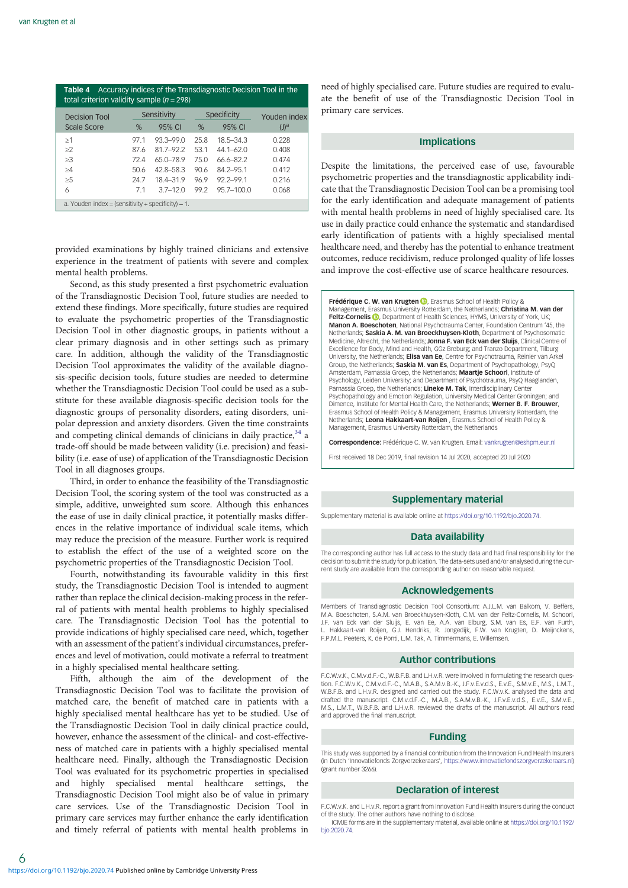**Table 4** Accuracy indices of the Transdiagnostic Decision Tool in the total criterion validity sample (n = 298)

| Decision Tool Scale Score | Sensitivity | | Specificity | | Youden index |
|---|---|---|---|---|---|
| | % | 95% CI | % | 95% CI | (J)[a] |
| ≥1 | 97.1 | 93.3–99.0 | 25.8 | 18.5–34.3 | 0.228 |
| ≥2 | 87.6 | 81.7–92.2 | 53.1 | 44.1–62.0 | 0.408 |
| ≥3 | 72.4 | 65.0–78.9 | 75.0 | 66.6–82.2 | 0.474 |
| ≥4 | 50.6 | 42.8–58.3 | 90.6 | 84.2–95.1 | 0.412 |
| ≥5 | 24.7 | 18.4–31.9 | 96.9 | 92.2–99.1 | 0.216 |
| 6 | 7.1 | 3.7–12.0 | 99.2 | 95.7–100.0 | 0.068 |

a. Youden index = (sensitivity + specificity) – 1.

provided examinations by highly trained clinicians and extensive experience in the treatment of patients with severe and complex mental health problems.

Second, as this study presented a first psychometric evaluation of the Transdiagnostic Decision Tool, future studies are needed to extend these findings. More specifically, future studies are required to evaluate the psychometric properties of the Transdiagnostic Decision Tool in other diagnostic groups, in patients without a clear primary diagnosis and in other settings such as primary care. In addition, although the validity of the Transdiagnostic Decision Tool approximates the validity of the available diagnosis-specific decision tools, future studies are needed to determine whether the Transdiagnostic Decision Tool could be used as a substitute for these available diagnosis-specific decision tools for the diagnostic groups of personality disorders, eating disorders, unipolar depression and anxiety disorders. Given the time constraints and competing clinical demands of clinicians in daily practice,[34] a trade-off should be made between validity (i.e. precision) and feasibility (i.e. ease of use) of application of the Transdiagnostic Decision Tool in all diagnoses groups.

Third, in order to enhance the feasibility of the Transdiagnostic Decision Tool, the scoring system of the tool was constructed as a simple, additive, unweighted sum score. Although this enhances the ease of use in daily clinical practice, it potentially masks differences in the relative importance of individual scale items, which may reduce the precision of the measure. Further work is required to establish the effect of the use of a weighted score on the psychometric properties of the Transdiagnostic Decision Tool.

Fourth, notwithstanding its favourable validity in this first study, the Transdiagnostic Decision Tool is intended to augment rather than replace the clinical decision-making process in the referral of patients with mental health problems to highly specialised care. The Transdiagnostic Decision Tool has the potential to provide indications of highly specialised care need, which, together with an assessment of the patient's individual circumstances, preferences and level of motivation, could motivate a referral to treatment in a highly specialised mental healthcare setting.

Fifth, although the aim of the development of the Transdiagnostic Decision Tool was to facilitate the provision of matched care, the benefit of matched care in patients with a highly specialised mental healthcare need has yet to be studied. Use of the Transdiagnostic Decision Tool in daily clinical practice could, however, enhance the assessment of the clinical- and cost-effectiveness of matched care in patients with a highly specialised mental healthcare need. Finally, although the Transdiagnostic Decision Tool was evaluated for its psychometric properties in specialised and highly specialised mental healthcare settings, the Transdiagnostic Decision Tool might also be of value in primary care services. Use of the Transdiagnostic Decision Tool in primary care services may further enhance the early identification and timely referral of patients with mental health problems in need of highly specialised care. Future studies are required to evaluate the benefit of use of the Transdiagnostic Decision Tool in primary care services.

## Implications

Despite the limitations, the perceived ease of use, favourable psychometric properties and the transdiagnostic applicability indicate that the Transdiagnostic Decision Tool can be a promising tool for the early identification and adequate management of patients with mental health problems in need of highly specialised care. Its use in daily practice could enhance the systematic and standardised early identification of patients with a highly specialised mental healthcare need, and thereby has the potential to enhance treatment outcomes, reduce recidivism, reduce prolonged quality of life losses and improve the cost-effective use of scarce healthcare resources.

**Frédérique C. W. van Krugten**, Erasmus School of Health Policy & Management, Erasmus University Rotterdam, the Netherlands; **Christina M. van der Feltz-Cornelis**, Department of Health Sciences, HYMS, University of York, UK; **Manon A. Boeschoten**, National Psychotrauma Center, Foundation Centrum '45, the Netherlands; **Saskia A. M. van Broeckhuysen-Kloth**, Department of Psychosomatic Medicine, Altrecht, the Netherlands; **Jonna F. van Eck van der Sluijs**, Clinical Centre of Excellence for Body, Mind and Health, GGz Breburg; and Tranzo Department, Tilburg University, the Netherlands; **Elisa van Ee**, Centre for Psychotrauma, Reinier van Arkel Group, the Netherlands; **Saskia M. van Es**, Department of Psychopathology, PsyQ Amsterdam, Parnassia Groep, the Netherlands; **Maartje Schoorl**, Institute of Psychology, Leiden University; and Department of Psychotrauma, PsyQ Haaglanden, Parnassia Groep, the Netherlands; **Lineke M. Tak**, Interdisciplinary Center Psychopathology and Emotion Regulation, University Medical Center Groningen; and Dimence, Institute for Mental Health Care, the Netherlands; **Werner B. F. Brouwer**, Erasmus School of Health Policy & Management, Erasmus University Rotterdam, the Netherlands; **Leona Hakkaart-van Roijen**, Erasmus School of Health Policy & Management, Erasmus University Rotterdam, the Netherlands

**Correspondence:** Frédérique C. W. van Krugten. Email: vankrugten@eshpm.eur.nl

First received 18 Dec 2019, final revision 14 Jul 2020, accepted 20 Jul 2020

## Supplementary material

Supplementary material is available online at https://doi.org/10.1192/bjo.2020.74.

## Data availability

The corresponding author has full access to the study data and had final responsibility for the decision to submit the study for publication. The data-sets used and/or analysed during the current study are available from the corresponding author on reasonable request.

## Acknowledgements

Members of Transdiagnostic Decision Tool Consortium: A.J.L.M. van Balkom, V. Beffers, M.A. Boeschoten, S.A.M. van Broeckhuysen-Kloth, C.M. van der Feltz-Cornelis, M. Schoorl, J.F. van Eck van der Sluijs, E. van Ee, A.A. van Elburg, S.M. van Es, E.F. van Furth, L. Hakkaart-van Roijen, G.J. Hendriks, R. Jongedijk, F.W. van Krugten, D. Meijnckens, F.P.M.L. Peeters, K. de Ponti, L.M. Tak, A. Timmermans, E. Willemsen.

## Author contributions

F.C.W.v.K., C.M.v.d.F.-C., W.B.F.B. and L.H.v.R. were involved in formulating the research question. F.C.W.v.K., C.M.v.d.F.-C., M.A.B., S.A.M.v.B.-K., J.F.v.E.v.d.S., E.v.E., S.M.v.E., M.S., L.M.T., W.B.F.B. and L.H.v.R. designed and carried out the study. F.C.W.v.K. analysed the data and drafted the manuscript. C.M.v.d.F.-C., M.A.B., S.A.M.v.B.-K., J.F.v.E.v.d.S., E.v.E., S.M.v.E., M.S., L.M.T., W.B.F.B. and L.H.v.R. reviewed the drafts of the manuscript. All authors read and approved the final manuscript.

## Funding

This study was supported by a financial contribution from the Innovation Fund Health Insurers (in Dutch 'Innovatiefonds Zorgverzekeraars', https://www.innovatiefondszorgverzekeraars.nl) (grant number 3266).

## Declaration of interest

F.C.W.v.K. and L.H.v.R. report a grant from Innovation Fund Health Insurers during the conduct of the study. The other authors have nothing to disclose.

ICMJE forms are in the supplementary material, available online at https://doi.org/10.1192/bjo.2020.74.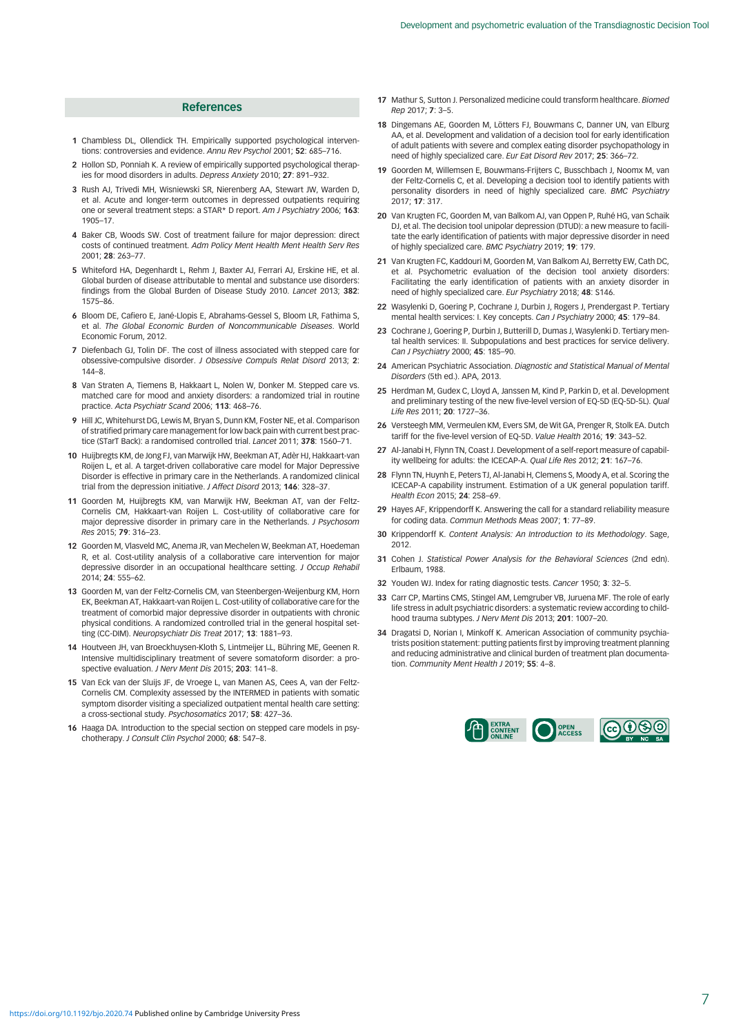## References

1. Chambless DL, Ollendick TH. Empirically supported psychological interventions: controversies and evidence. *Annu Rev Psychol* 2001; **52**: 685–716.
2. Hollon SD, Ponniah K. A review of empirically supported psychological therapies for mood disorders in adults. *Depress Anxiety* 2010; **27**: 891–932.
3. Rush AJ, Trivedi MH, Wisniewski SR, Nierenberg AA, Stewart JW, Warden D, et al. Acute and longer-term outcomes in depressed outpatients requiring one or several treatment steps: a STAR* D report. *Am J Psychiatry* 2006; **163**: 1905–17.
4. Baker CB, Woods SW. Cost of treatment failure for major depression: direct costs of continued treatment. *Adm Policy Ment Health Ment Health Serv Res* 2001; **28**: 263–77.
5. Whiteford HA, Degenhardt L, Rehm J, Baxter AJ, Ferrari AJ, Erskine HE, et al. Global burden of disease attributable to mental and substance use disorders: findings from the Global Burden of Disease Study 2010. *Lancet* 2013; **382**: 1575–86.
6. Bloom DE, Cafiero E, Jané-Llopis E, Abrahams-Gessel S, Bloom LR, Fathima S, et al. *The Global Economic Burden of Noncommunicable Diseases*. World Economic Forum, 2012.
7. Diefenbach GJ, Tolin DF. The cost of illness associated with stepped care for obsessive-compulsive disorder. *J Obsessive Compuls Relat Disord* 2013; **2**: 144–8.
8. Van Straten A, Tiemens B, Hakkaart L, Nolen W, Donker M. Stepped care vs. matched care for mood and anxiety disorders: a randomized trial in routine practice. *Acta Psychiatr Scand* 2006; **113**: 468–76.
9. Hill JC, Whitehurst DG, Lewis M, Bryan S, Dunn KM, Foster NE, et al. Comparison of stratified primary care management for low back pain with current best practice (STarT Back): a randomised controlled trial. *Lancet* 2011; **378**: 1560–71.
10. Huijbregts KM, de Jong FJ, van Marwijk HW, Beekman AT, Adèr HJ, Hakkaart-van Roijen L, et al. A target-driven collaborative care model for Major Depressive Disorder is effective in primary care in the Netherlands. A randomized clinical trial from the depression initiative. *J Affect Disord* 2013; **146**: 328–37.
11. Goorden M, Huijbregts KM, van Marwijk HW, Beekman AT, van der Feltz-Cornelis CM, Hakkaart-van Roijen L. Cost-utility of collaborative care for major depressive disorder in primary care in the Netherlands. *J Psychosom Res* 2015; **79**: 316–23.
12. Goorden M, Vlasveld MC, Anema JR, van Mechelen W, Beekman AT, Hoedeman R, et al. Cost-utility analysis of a collaborative care intervention for major depressive disorder in an occupational healthcare setting. *J Occup Rehabil* 2014; **24**: 555–62.
13. Goorden M, van der Feltz-Cornelis CM, van Steenbergen-Weijenburg KM, Horn EK, Beekman AT, Hakkaart-van Roijen L. Cost-utility of collaborative care for the treatment of comorbid major depressive disorder in outpatients with chronic physical conditions. A randomized controlled trial in the general hospital setting (CC-DIM). *Neuropsychiatr Dis Treat* 2017; **13**: 1881–93.
14. Houtveen JH, van Broeckhuysen-Kloth S, Lintmeijer LL, Bühring ME, Geenen R. Intensive multidisciplinary treatment of severe somatoform disorder: a prospective evaluation. *J Nerv Ment Dis* 2015; **203**: 141–8.
15. Van Eck van der Sluijs JF, de Vroege L, van Manen AS, Cees A, van der Feltz-Cornelis CM. Complexity assessed by the INTERMED in patients with somatic symptom disorder visiting a specialized outpatient mental health care setting: a cross-sectional study. *Psychosomatics* 2017; **58**: 427–36.
16. Haaga DA. Introduction to the special section on stepped care models in psychotherapy. *J Consult Clin Psychol* 2000; **68**: 547–8.
17. Mathur S, Sutton J. Personalized medicine could transform healthcare. *Biomed Rep* 2017; **7**: 3–5.
18. Dingemans AE, Goorden M, Lötters FJ, Bouwmans C, Danner UN, van Elburg AA, et al. Development and validation of a decision tool for early identification of adult patients with severe and complex eating disorder psychopathology in need of highly specialized care. *Eur Eat Disord Rev* 2017; **25**: 366–72.
19. Goorden M, Willemsen E, Bouwmans-Frijters C, Busschbach J, Noomx M, van der Feltz-Cornelis C, et al. Developing a decision tool to identify patients with personality disorders in need of highly specialized care. *BMC Psychiatry* 2017; **17**: 317.
20. Van Krugten FC, Goorden M, van Balkom AJ, van Oppen P, Ruhé HG, van Schaik DJ, et al. The decision tool unipolar depression (DTUD): a new measure to facilitate the early identification of patients with major depressive disorder in need of highly specialized care. *BMC Psychiatry* 2019; **19**: 179.
21. Van Krugten FC, Kaddouri M, Goorden M, Van Balkom AJ, Berretty EW, Cath DC, et al. Psychometric evaluation of the decision tool anxiety disorders: Facilitating the early identification of patients with an anxiety disorder in need of highly specialized care. *Eur Psychiatry* 2018; **48**: S146.
22. Wasylenki D, Goering P, Cochrane J, Durbin J, Rogers J, Prendergast P. Tertiary mental health services: I. Key concepts. *Can J Psychiatry* 2000; **45**: 179–84.
23. Cochrane J, Goering P, Durbin J, Butterill D, Dumas J, Wasylenki D. Tertiary mental health services: II. Subpopulations and best practices for service delivery. *Can J Psychiatry* 2000; **45**: 185–90.
24. American Psychiatric Association. *Diagnostic and Statistical Manual of Mental Disorders* (5th ed.). APA, 2013.
25. Herdman M, Gudex C, Lloyd A, Janssen M, Kind P, Parkin D, et al. Development and preliminary testing of the new five-level version of EQ-5D (EQ-5D-5L). *Qual Life Res* 2011; **20**: 1727–36.
26. Versteegh MM, Vermeulen KM, Evers SM, de Wit GA, Prenger R, Stolk EA. Dutch tariff for the five-level version of EQ-5D. *Value Health* 2016; **19**: 343–52.
27. Al-Janabi H, Flynn TN, Coast J. Development of a self-report measure of capability wellbeing for adults: the ICECAP-A. *Qual Life Res* 2012; **21**: 167–76.
28. Flynn TN, Huynh E, Peters TJ, Al-Janabi H, Clemens S, Moody A, et al. Scoring the ICECAP-A capability instrument. Estimation of a UK general population tariff. *Health Econ* 2015; **24**: 258–69.
29. Hayes AF, Krippendorff K. Answering the call for a standard reliability measure for coding data. *Commun Methods Meas* 2007; **1**: 77–89.
30. Krippendorff K. *Content Analysis: An Introduction to its Methodology*. Sage, 2012.
31. Cohen J. *Statistical Power Analysis for the Behavioral Sciences* (2nd edn). Erlbaum, 1988.
32. Youden WJ. Index for rating diagnostic tests. *Cancer* 1950; **3**: 32–5.
33. Carr CP, Martins CMS, Stingel AM, Lemgruber VB, Juruena MF. The role of early life stress in adult psychiatric disorders: a systematic review according to childhood trauma subtypes. *J Nerv Ment Dis* 2013; **201**: 1007–20.
34. Dragatsi D, Norian I, Minkoff K. American Association of community psychiatrists position statement: putting patients first by improving treatment planning and reducing administrative and clinical burden of treatment plan documentation. *Community Ment Health J* 2019; **55**: 4–8.